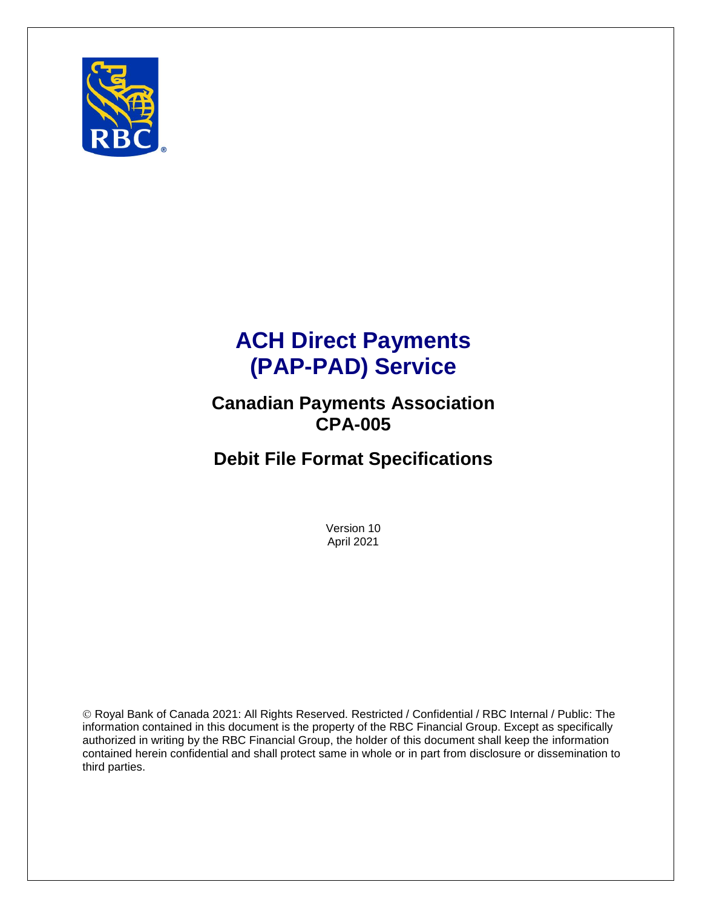# ACH Direct Payments (PAP-PAD) Service

## Canadian Payments Association CPA-005

## Debit File Format Specifications

Version 10
April 2021

© Royal Bank of Canada 2021: All Rights Reserved. Restricted / Confidential / RBC Internal / Public: The information contained in this document is the property of the RBC Financial Group. Except as specifically authorized in writing by the RBC Financial Group, the holder of this document shall keep the information contained herein confidential and shall protect same in whole or in part from disclosure or dissemination to third parties.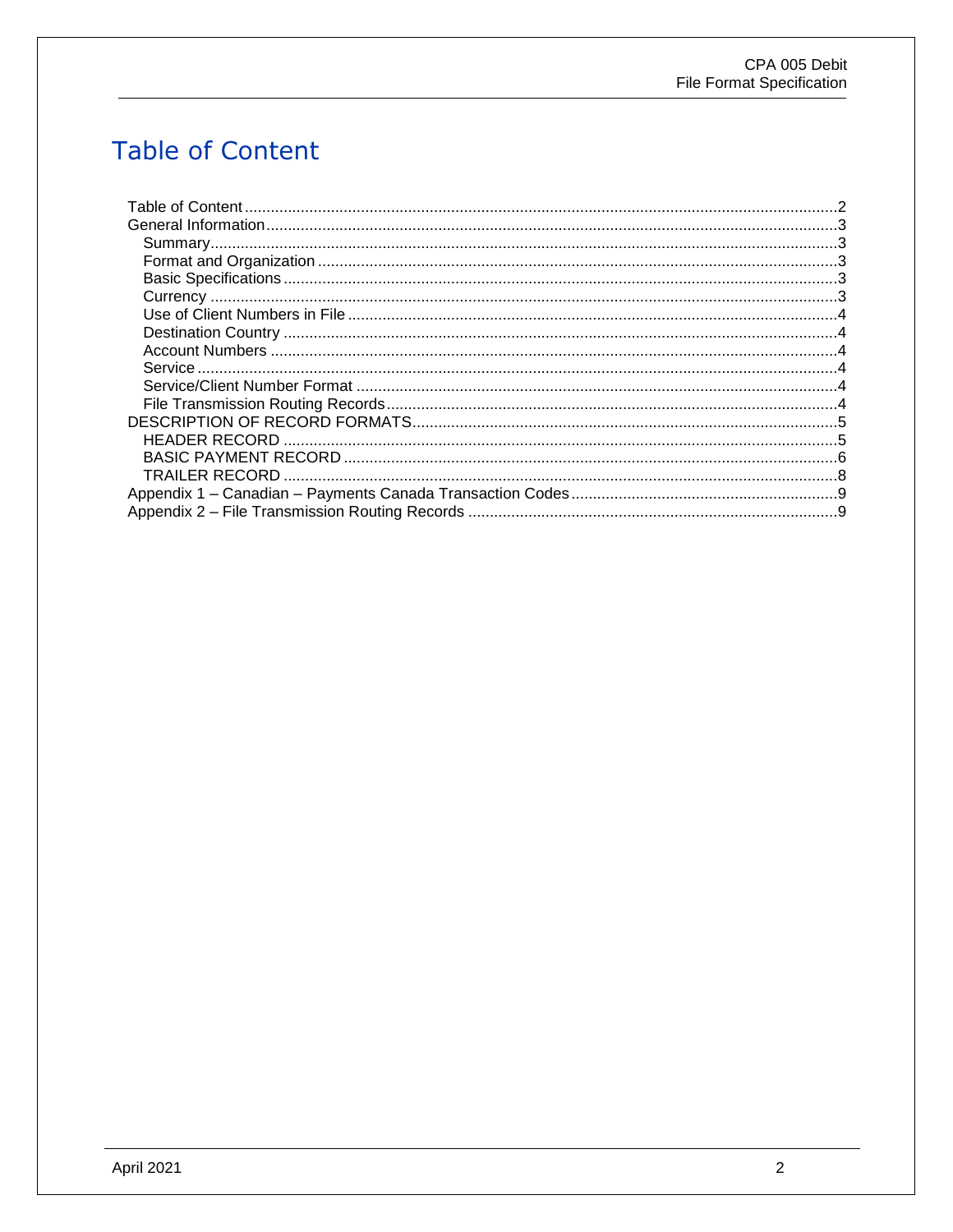# Table of Content

- Table of Content ....... 2
- General Information ....... 3
  - Summary ....... 3
  - Format and Organization ....... 3
  - Basic Specifications ....... 3
  - Currency ....... 3
  - Use of Client Numbers in File ....... 4
  - Destination Country ....... 4
  - Account Numbers ....... 4
  - Service ....... 4
  - Service/Client Number Format ....... 4
  - File Transmission Routing Records ....... 4
- DESCRIPTION OF RECORD FORMATS ....... 5
  - HEADER RECORD ....... 5
  - BASIC PAYMENT RECORD ....... 6
  - TRAILER RECORD ....... 8
- Appendix 1 – Canadian – Payments Canada Transaction Codes ....... 9
- Appendix 2 – File Transmission Routing Records ....... 9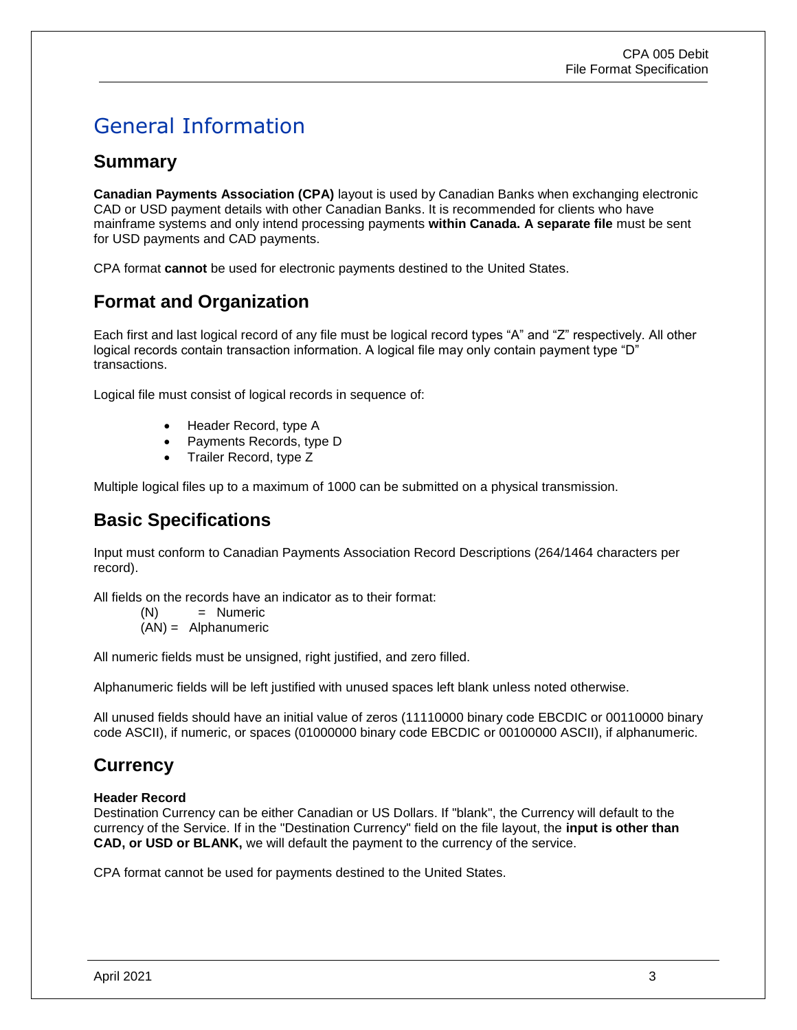# General Information

## Summary

**Canadian Payments Association (CPA)** layout is used by Canadian Banks when exchanging electronic CAD or USD payment details with other Canadian Banks. It is recommended for clients who have mainframe systems and only intend processing payments **within Canada. A separate file** must be sent for USD payments and CAD payments.

CPA format **cannot** be used for electronic payments destined to the United States.

## Format and Organization

Each first and last logical record of any file must be logical record types "A" and "Z" respectively. All other logical records contain transaction information. A logical file may only contain payment type "D" transactions.

Logical file must consist of logical records in sequence of:

- Header Record, type A
- Payments Records, type D
- Trailer Record, type Z

Multiple logical files up to a maximum of 1000 can be submitted on a physical transmission.

## Basic Specifications

Input must conform to Canadian Payments Association Record Descriptions (264/1464 characters per record).

All fields on the records have an indicator as to their format:

(N) = Numeric
(AN) = Alphanumeric

All numeric fields must be unsigned, right justified, and zero filled.

Alphanumeric fields will be left justified with unused spaces left blank unless noted otherwise.

All unused fields should have an initial value of zeros (11110000 binary code EBCDIC or 00110000 binary code ASCII), if numeric, or spaces (01000000 binary code EBCDIC or 00100000 ASCII), if alphanumeric.

## Currency

**Header Record**
Destination Currency can be either Canadian or US Dollars. If "blank", the Currency will default to the currency of the Service. If in the "Destination Currency" field on the file layout, the **input is other than CAD, or USD or BLANK,** we will default the payment to the currency of the service.

CPA format cannot be used for payments destined to the United States.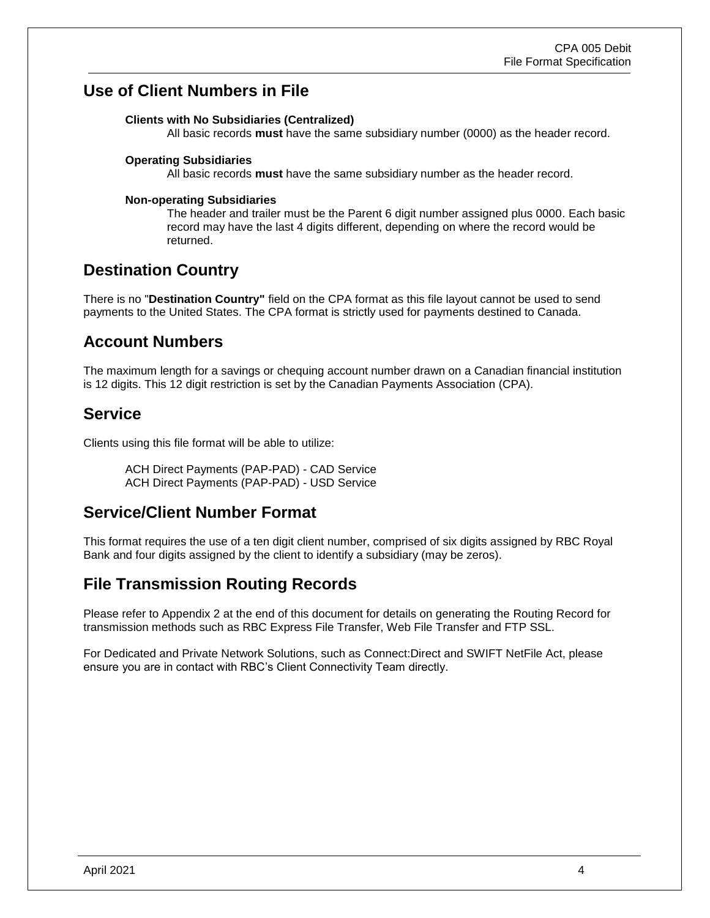## Use of Client Numbers in File

**Clients with No Subsidiaries (Centralized)**

All basic records **must** have the same subsidiary number (0000) as the header record.

**Operating Subsidiaries**

All basic records **must** have the same subsidiary number as the header record.

**Non-operating Subsidiaries**

The header and trailer must be the Parent 6 digit number assigned plus 0000. Each basic record may have the last 4 digits different, depending on where the record would be returned.

## Destination Country

There is no "**Destination Country"** field on the CPA format as this file layout cannot be used to send payments to the United States. The CPA format is strictly used for payments destined to Canada.

## Account Numbers

The maximum length for a savings or chequing account number drawn on a Canadian financial institution is 12 digits. This 12 digit restriction is set by the Canadian Payments Association (CPA).

## Service

Clients using this file format will be able to utilize:

ACH Direct Payments (PAP-PAD) - CAD Service
ACH Direct Payments (PAP-PAD) - USD Service

## Service/Client Number Format

This format requires the use of a ten digit client number, comprised of six digits assigned by RBC Royal Bank and four digits assigned by the client to identify a subsidiary (may be zeros).

## File Transmission Routing Records

Please refer to Appendix 2 at the end of this document for details on generating the Routing Record for transmission methods such as RBC Express File Transfer, Web File Transfer and FTP SSL.

For Dedicated and Private Network Solutions, such as Connect:Direct and SWIFT NetFile Act, please ensure you are in contact with RBC's Client Connectivity Team directly.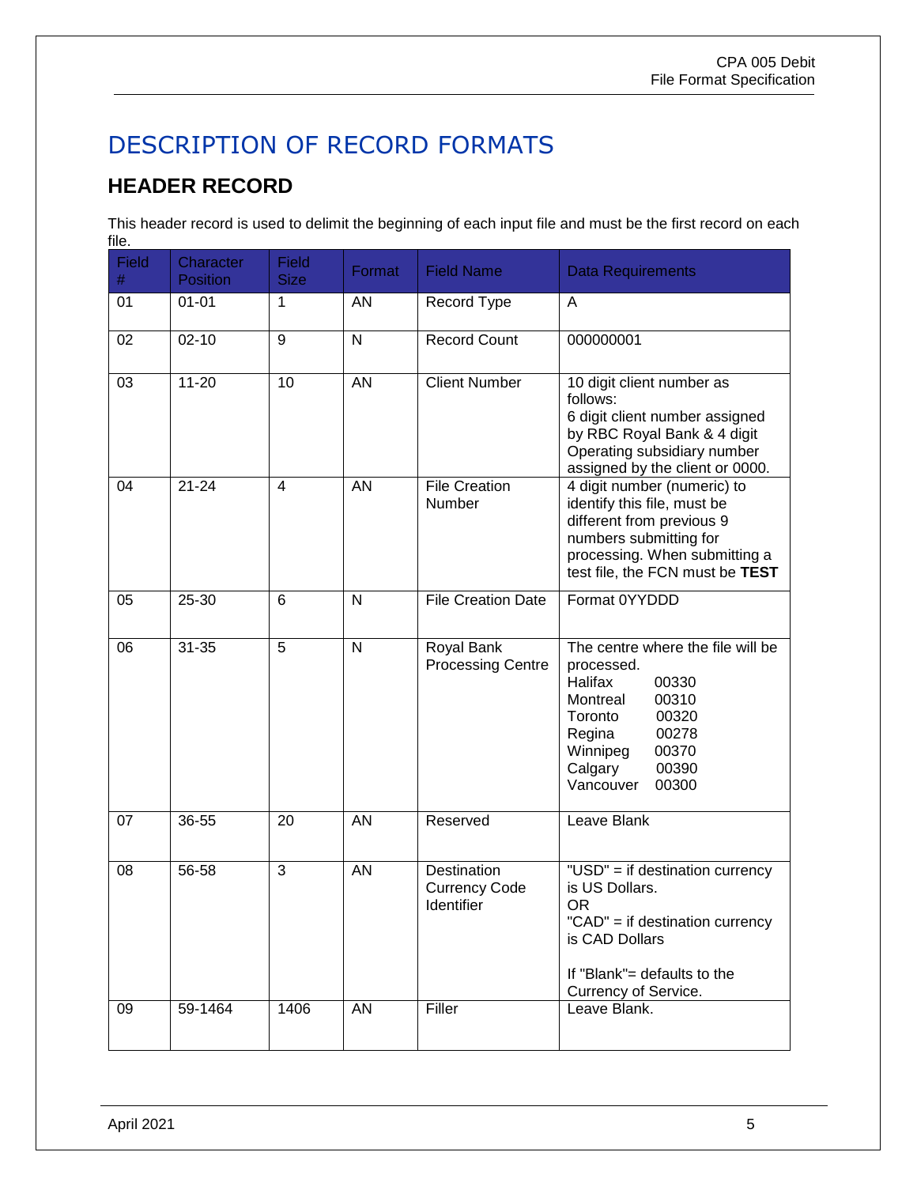# DESCRIPTION OF RECORD FORMATS

## HEADER RECORD

This header record is used to delimit the beginning of each input file and must be the first record on each file.

| Field # | Character Position | Field Size | Format | Field Name | Data Requirements |
|---|---|---|---|---|---|
| 01 | 01-01 | 1 | AN | Record Type | A |
| 02 | 02-10 | 9 | N | Record Count | 000000001 |
| 03 | 11-20 | 10 | AN | Client Number | 10 digit client number as follows:<br>6 digit client number assigned by RBC Royal Bank & 4 digit Operating subsidiary number assigned by the client or 0000. |
| 04 | 21-24 | 4 | AN | File Creation Number | 4 digit number (numeric) to identify this file, must be different from previous 9 numbers submitting for processing. When submitting a test file, the FCN must be **TEST** |
| 05 | 25-30 | 6 | N | File Creation Date | Format 0YYDDD |
| 06 | 31-35 | 5 | N | Royal Bank Processing Centre | The centre where the file will be processed.<br>Halifax 00330<br>Montreal 00310<br>Toronto 00320<br>Regina 00278<br>Winnipeg 00370<br>Calgary 00390<br>Vancouver 00300 |
| 07 | 36-55 | 20 | AN | Reserved | Leave Blank |
| 08 | 56-58 | 3 | AN | Destination Currency Code Identifier | "USD" = if destination currency is US Dollars.<br>OR<br>"CAD" = if destination currency is CAD Dollars<br><br>If "Blank"= defaults to the Currency of Service. |
| 09 | 59-1464 | 1406 | AN | Filler | Leave Blank. |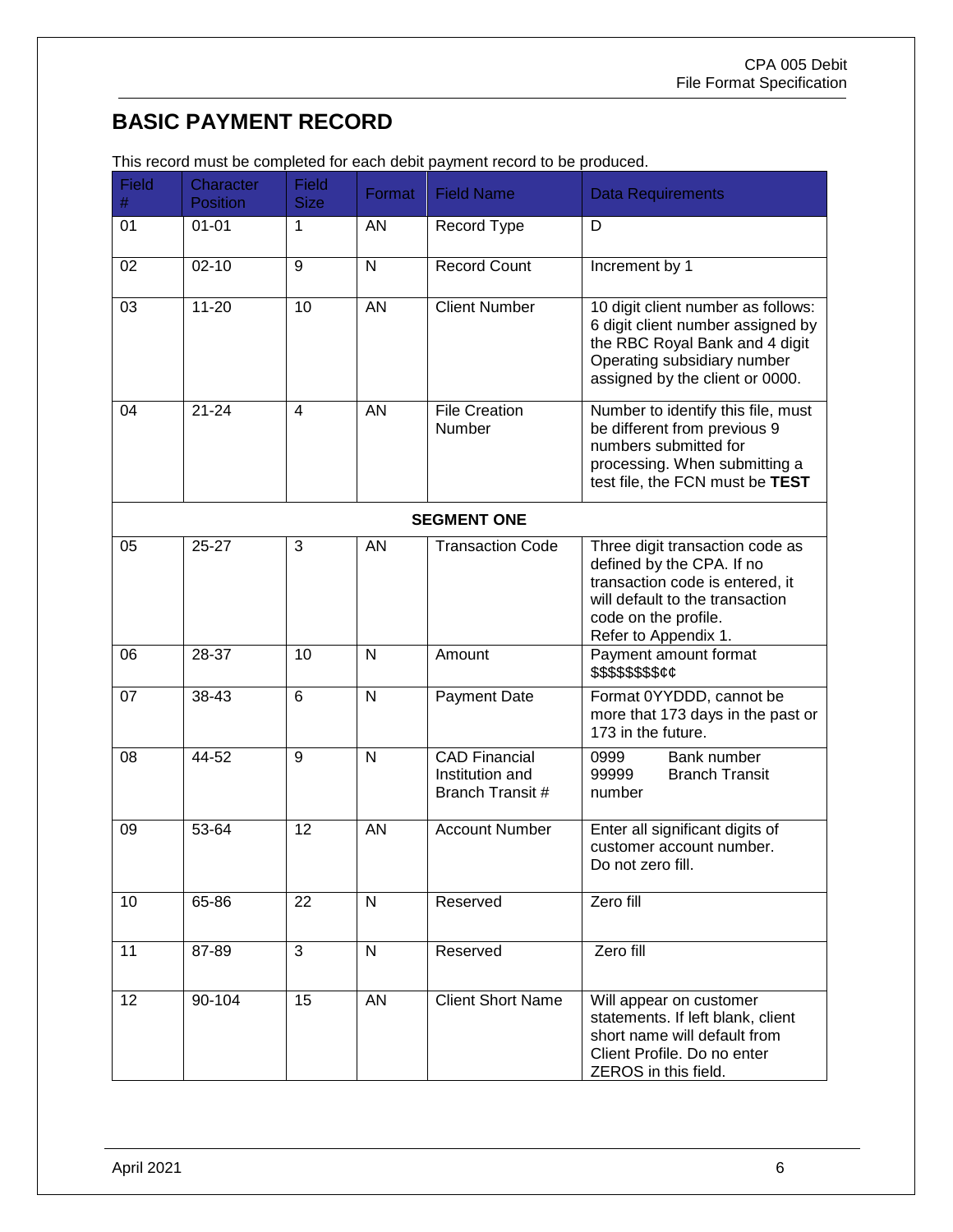## BASIC PAYMENT RECORD

This record must be completed for each debit payment record to be produced.

| Field # | Character Position | Field Size | Format | Field Name | Data Requirements |
|---|---|---|---|---|---|
| 01 | 01-01 | 1 | AN | Record Type | D |
| 02 | 02-10 | 9 | N | Record Count | Increment by 1 |
| 03 | 11-20 | 10 | AN | Client Number | 10 digit client number as follows: 6 digit client number assigned by the RBC Royal Bank and 4 digit Operating subsidiary number assigned by the client or 0000. |
| 04 | 21-24 | 4 | AN | File Creation Number | Number to identify this file, must be different from previous 9 numbers submitted for processing. When submitting a test file, the FCN must be **TEST** |
| | | | **SEGMENT ONE** | | |
| 05 | 25-27 | 3 | AN | Transaction Code | Three digit transaction code as defined by the CPA. If no transaction code is entered, it will default to the transaction code on the profile. Refer to Appendix 1. |
| 06 | 28-37 | 10 | N | Amount | Payment amount format $$$$$$$$¢¢ |
| 07 | 38-43 | 6 | N | Payment Date | Format 0YYDDD, cannot be more that 173 days in the past or 173 in the future. |
| 08 | 44-52 | 9 | N | CAD Financial Institution and Branch Transit # | 0999 Bank number<br>99999 Branch Transit number |
| 09 | 53-64 | 12 | AN | Account Number | Enter all significant digits of customer account number. Do not zero fill. |
| 10 | 65-86 | 22 | N | Reserved | Zero fill |
| 11 | 87-89 | 3 | N | Reserved | Zero fill |
| 12 | 90-104 | 15 | AN | Client Short Name | Will appear on customer statements. If left blank, client short name will default from Client Profile. Do no enter ZEROS in this field. |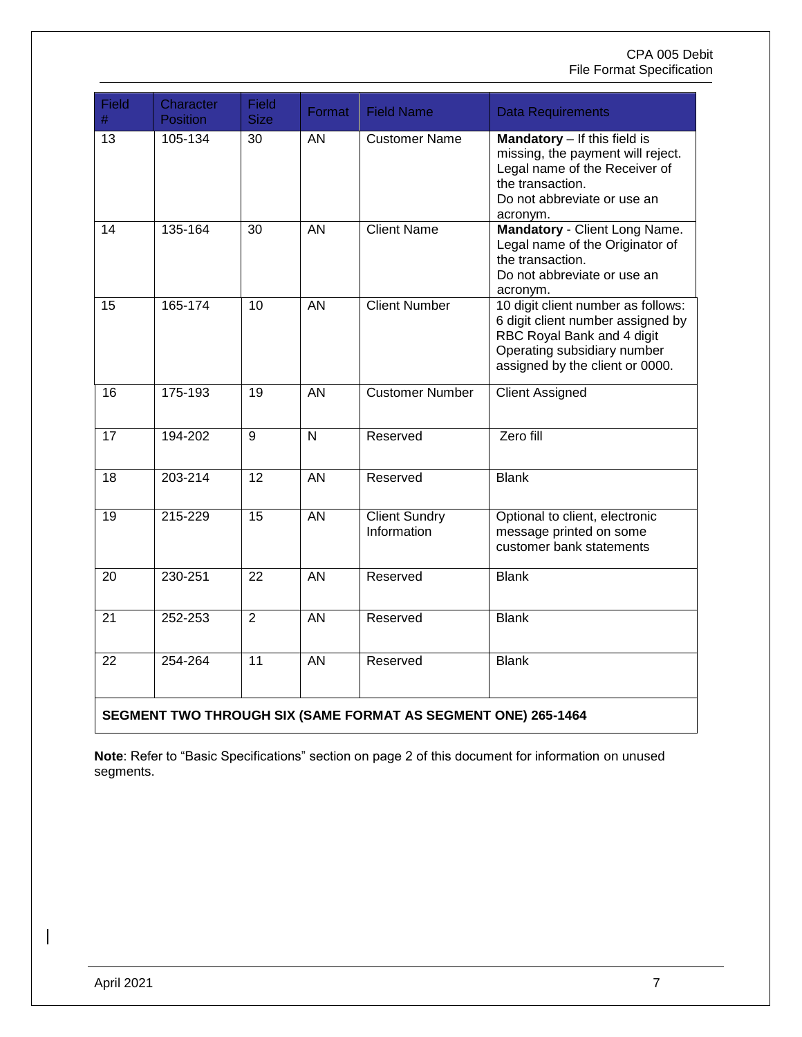| Field # | Character Position | Field Size | Format | Field Name | Data Requirements |
|---|---|---|---|---|---|
| 13 | 105-134 | 30 | AN | Customer Name | **Mandatory** – If this field is missing, the payment will reject. Legal name of the Receiver of the transaction. Do not abbreviate or use an acronym. |
| 14 | 135-164 | 30 | AN | Client Name | **Mandatory** - Client Long Name. Legal name of the Originator of the transaction. Do not abbreviate or use an acronym. |
| 15 | 165-174 | 10 | AN | Client Number | 10 digit client number as follows: 6 digit client number assigned by RBC Royal Bank and 4 digit Operating subsidiary number assigned by the client or 0000. |
| 16 | 175-193 | 19 | AN | Customer Number | Client Assigned |
| 17 | 194-202 | 9 | N | Reserved | Zero fill |
| 18 | 203-214 | 12 | AN | Reserved | Blank |
| 19 | 215-229 | 15 | AN | Client Sundry Information | Optional to client, electronic message printed on some customer bank statements |
| 20 | 230-251 | 22 | AN | Reserved | Blank |
| 21 | 252-253 | 2 | AN | Reserved | Blank |
| 22 | 254-264 | 11 | AN | Reserved | Blank |
| **SEGMENT TWO THROUGH SIX (SAME FORMAT AS SEGMENT ONE) 265-1464** | | | | | |

**Note**: Refer to "Basic Specifications" section on page 2 of this document for information on unused segments.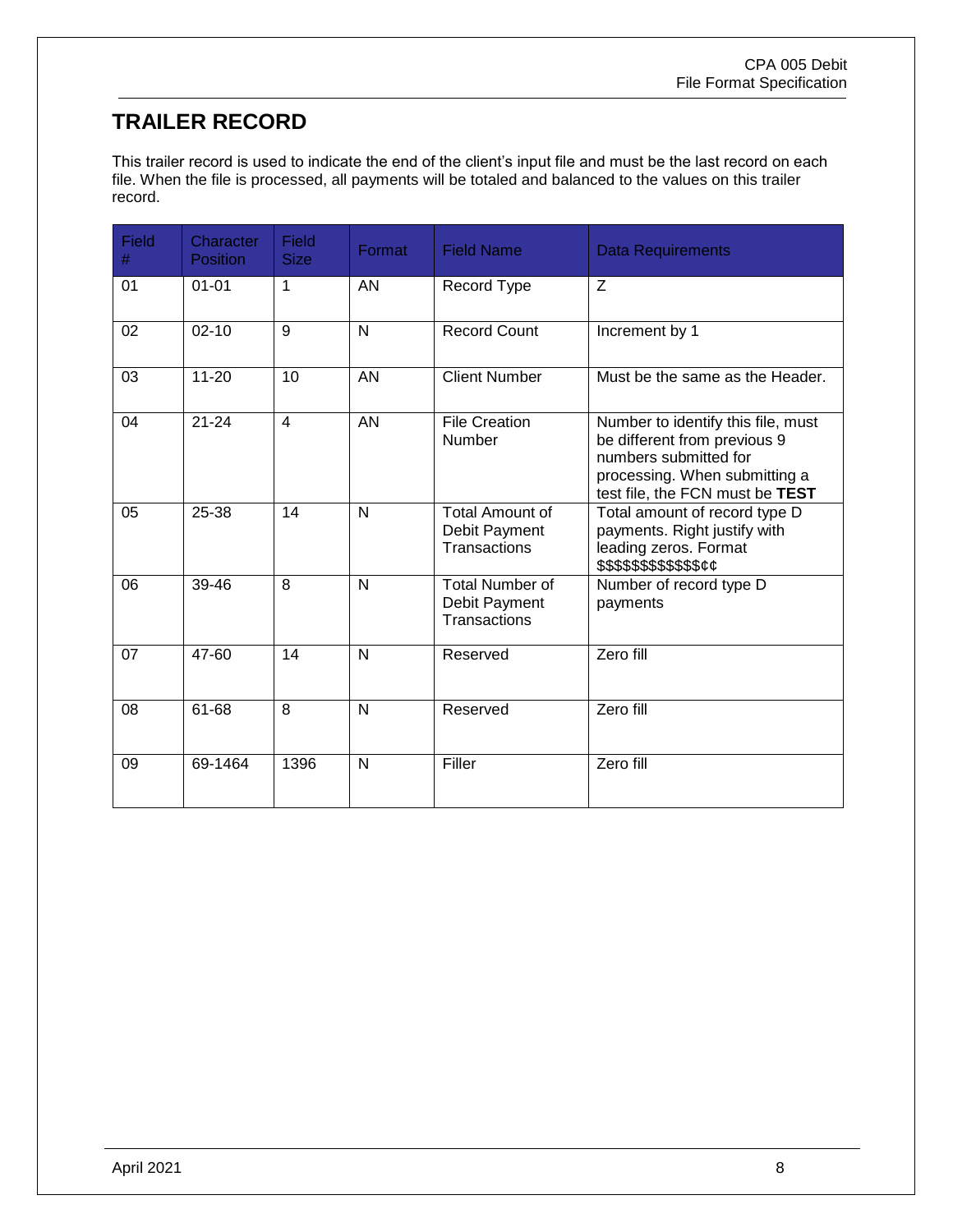## TRAILER RECORD

This trailer record is used to indicate the end of the client's input file and must be the last record on each file. When the file is processed, all payments will be totaled and balanced to the values on this trailer record.

| Field # | Character Position | Field Size | Format | Field Name | Data Requirements |
|---|---|---|---|---|---|
| 01 | 01-01 | 1 | AN | Record Type | Z |
| 02 | 02-10 | 9 | N | Record Count | Increment by 1 |
| 03 | 11-20 | 10 | AN | Client Number | Must be the same as the Header. |
| 04 | 21-24 | 4 | AN | File Creation Number | Number to identify this file, must be different from previous 9 numbers submitted for processing. When submitting a test file, the FCN must be **TEST** |
| 05 | 25-38 | 14 | N | Total Amount of Debit Payment Transactions | Total amount of record type D payments. Right justify with leading zeros. Format $$$$$$$$$$$$¢¢ |
| 06 | 39-46 | 8 | N | Total Number of Debit Payment Transactions | Number of record type D payments |
| 07 | 47-60 | 14 | N | Reserved | Zero fill |
| 08 | 61-68 | 8 | N | Reserved | Zero fill |
| 09 | 69-1464 | 1396 | N | Filler | Zero fill |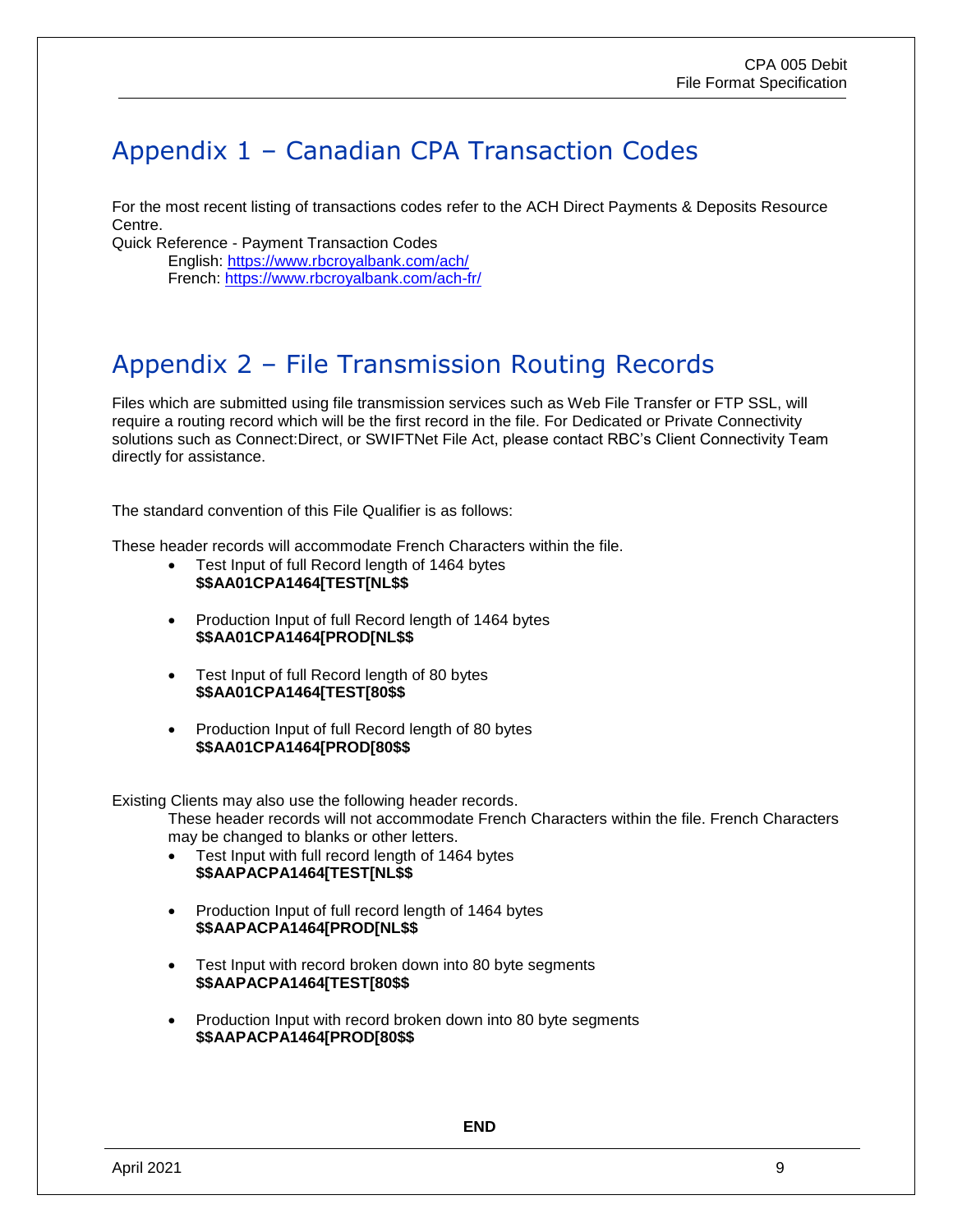# Appendix 1 – Canadian CPA Transaction Codes

For the most recent listing of transactions codes refer to the ACH Direct Payments & Deposits Resource Centre.

Quick Reference - Payment Transaction Codes

English: https://www.rbcroyalbank.com/ach/

French: https://www.rbcroyalbank.com/ach-fr/

# Appendix 2 – File Transmission Routing Records

Files which are submitted using file transmission services such as Web File Transfer or FTP SSL, will require a routing record which will be the first record in the file. For Dedicated or Private Connectivity solutions such as Connect:Direct, or SWIFTNet File Act, please contact RBC's Client Connectivity Team directly for assistance.

The standard convention of this File Qualifier is as follows:

These header records will accommodate French Characters within the file.

- Test Input of full Record length of 1464 bytes
  **$$AA01CPA1464[TEST[NL$$**

- Production Input of full Record length of 1464 bytes
  **$$AA01CPA1464[PROD[NL$$**

- Test Input of full Record length of 80 bytes
  **$$AA01CPA1464[TEST[80$$**

- Production Input of full Record length of 80 bytes
  **$$AA01CPA1464[PROD[80$$**

Existing Clients may also use the following header records.

These header records will not accommodate French Characters within the file. French Characters may be changed to blanks or other letters.

- Test Input with full record length of 1464 bytes
  **$$AAPACPA1464[TEST[NL$$**

- Production Input of full record length of 1464 bytes
  **$$AAPACPA1464[PROD[NL$$**

- Test Input with record broken down into 80 byte segments
  **$$AAPACPA1464[TEST[80$$**

- Production Input with record broken down into 80 byte segments
  **$$AAPACPA1464[PROD[80$$**

**END**